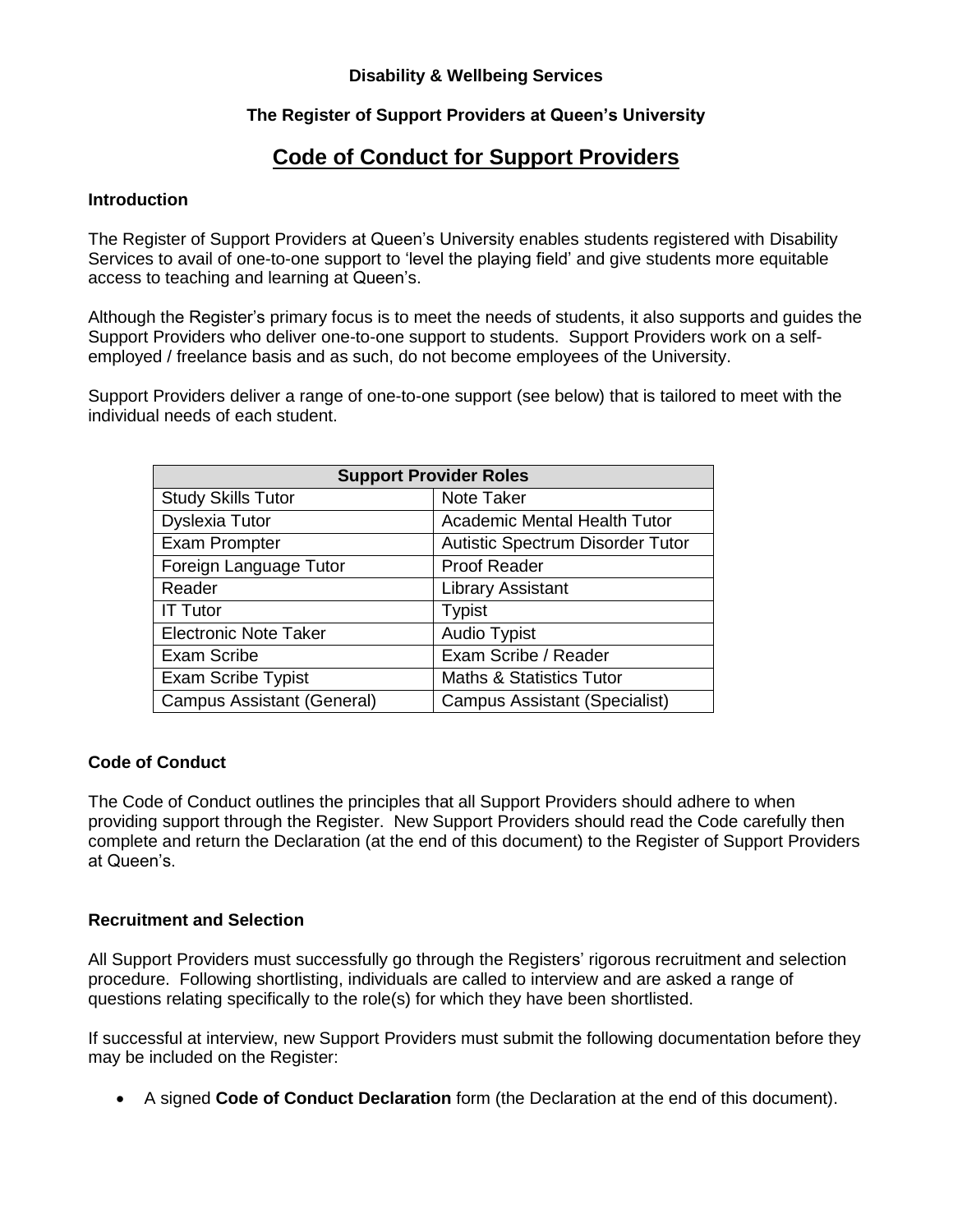**Disability & Wellbeing Services**

**The Register of Support Providers at Queen's University**

# Code of Conduct for Support Providers

## Introduction

The Register of Support Providers at Queen's University enables students registered with Disability Services to avail of one-to-one support to 'level the playing field' and give students more equitable access to teaching and learning at Queen's.

Although the Register's primary focus is to meet the needs of students, it also supports and guides the Support Providers who deliver one-to-one support to students. Support Providers work on a self-employed / freelance basis and as such, do not become employees of the University.

Support Providers deliver a range of one-to-one support (see below) that is tailored to meet with the individual needs of each student.

| Support Provider Roles | |
|---|---|
| Study Skills Tutor | Note Taker |
| Dyslexia Tutor | Academic Mental Health Tutor |
| Exam Prompter | Autistic Spectrum Disorder Tutor |
| Foreign Language Tutor | Proof Reader |
| Reader | Library Assistant |
| IT Tutor | Typist |
| Electronic Note Taker | Audio Typist |
| Exam Scribe | Exam Scribe / Reader |
| Exam Scribe Typist | Maths & Statistics Tutor |
| Campus Assistant (General) | Campus Assistant (Specialist) |

## Code of Conduct

The Code of Conduct outlines the principles that all Support Providers should adhere to when providing support through the Register. New Support Providers should read the Code carefully then complete and return the Declaration (at the end of this document) to the Register of Support Providers at Queen's.

## Recruitment and Selection

All Support Providers must successfully go through the Registers' rigorous recruitment and selection procedure. Following shortlisting, individuals are called to interview and are asked a range of questions relating specifically to the role(s) for which they have been shortlisted.

If successful at interview, new Support Providers must submit the following documentation before they may be included on the Register:

- A signed **Code of Conduct Declaration** form (the Declaration at the end of this document).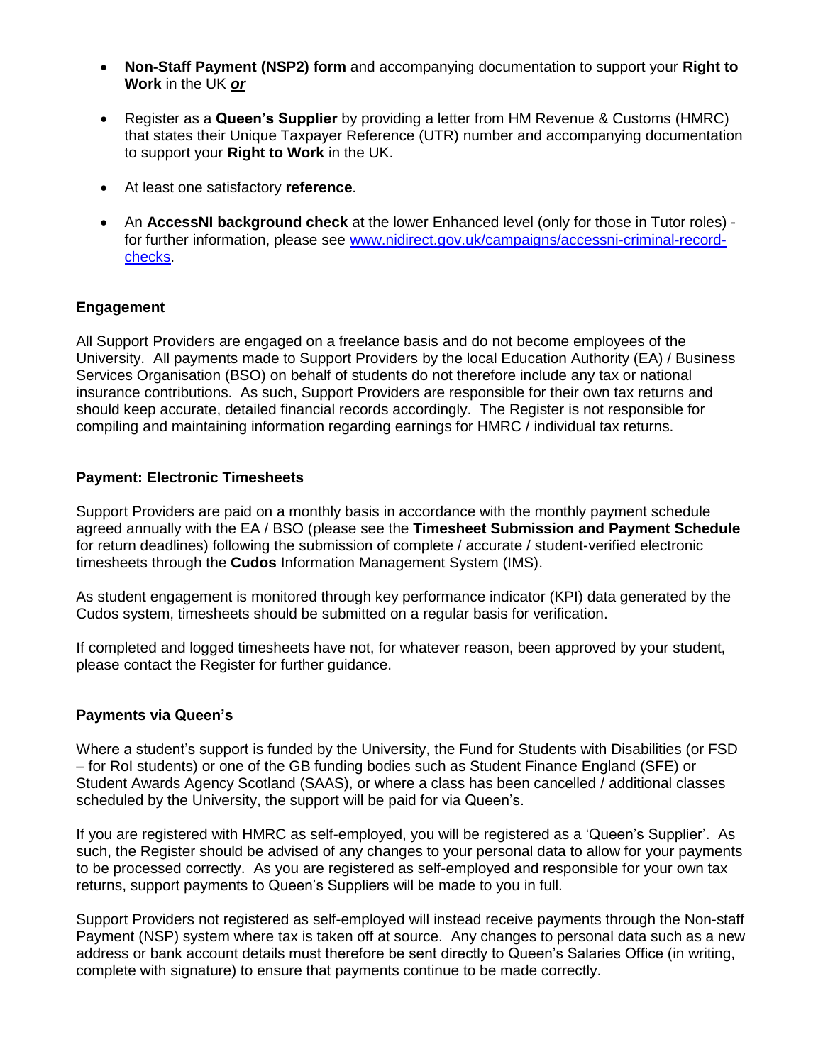- **Non-Staff Payment (NSP2) form** and accompanying documentation to support your **Right to Work** in the UK ***or***

- Register as a **Queen's Supplier** by providing a letter from HM Revenue & Customs (HMRC) that states their Unique Taxpayer Reference (UTR) number and accompanying documentation to support your **Right to Work** in the UK.

- At least one satisfactory **reference**.

- An **AccessNI background check** at the lower Enhanced level (only for those in Tutor roles) - for further information, please see [www.nidirect.gov.uk/campaigns/accessni-criminal-record-checks](www.nidirect.gov.uk/campaigns/accessni-criminal-record-checks).

**Engagement**

All Support Providers are engaged on a freelance basis and do not become employees of the University. All payments made to Support Providers by the local Education Authority (EA) / Business Services Organisation (BSO) on behalf of students do not therefore include any tax or national insurance contributions. As such, Support Providers are responsible for their own tax returns and should keep accurate, detailed financial records accordingly. The Register is not responsible for compiling and maintaining information regarding earnings for HMRC / individual tax returns.

**Payment: Electronic Timesheets**

Support Providers are paid on a monthly basis in accordance with the monthly payment schedule agreed annually with the EA / BSO (please see the **Timesheet Submission and Payment Schedule** for return deadlines) following the submission of complete / accurate / student-verified electronic timesheets through the **Cudos** Information Management System (IMS).

As student engagement is monitored through key performance indicator (KPI) data generated by the Cudos system, timesheets should be submitted on a regular basis for verification.

If completed and logged timesheets have not, for whatever reason, been approved by your student, please contact the Register for further guidance.

**Payments via Queen's**

Where a student's support is funded by the University, the Fund for Students with Disabilities (or FSD – for RoI students) or one of the GB funding bodies such as Student Finance England (SFE) or Student Awards Agency Scotland (SAAS), or where a class has been cancelled / additional classes scheduled by the University, the support will be paid for via Queen's.

If you are registered with HMRC as self-employed, you will be registered as a 'Queen's Supplier'. As such, the Register should be advised of any changes to your personal data to allow for your payments to be processed correctly. As you are registered as self-employed and responsible for your own tax returns, support payments to Queen's Suppliers will be made to you in full.

Support Providers not registered as self-employed will instead receive payments through the Non-staff Payment (NSP) system where tax is taken off at source. Any changes to personal data such as a new address or bank account details must therefore be sent directly to Queen's Salaries Office (in writing, complete with signature) to ensure that payments continue to be made correctly.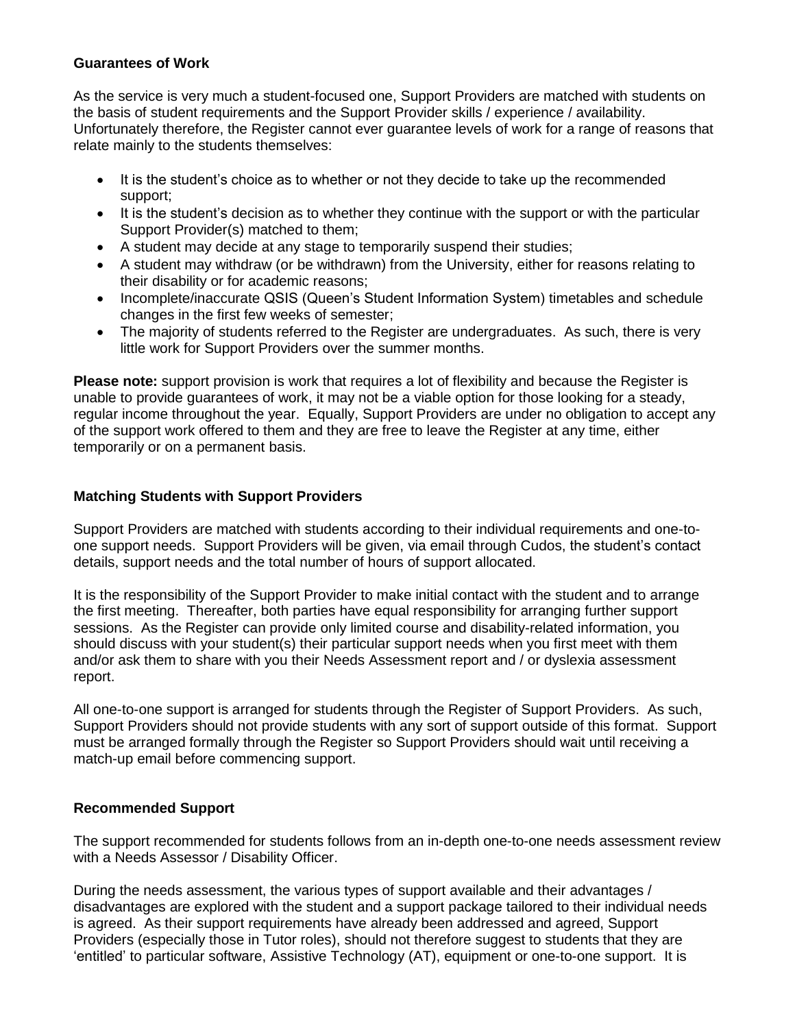**Guarantees of Work**

As the service is very much a student-focused one, Support Providers are matched with students on the basis of student requirements and the Support Provider skills / experience / availability. Unfortunately therefore, the Register cannot ever guarantee levels of work for a range of reasons that relate mainly to the students themselves:

- It is the student's choice as to whether or not they decide to take up the recommended support;
- It is the student's decision as to whether they continue with the support or with the particular Support Provider(s) matched to them;
- A student may decide at any stage to temporarily suspend their studies;
- A student may withdraw (or be withdrawn) from the University, either for reasons relating to their disability or for academic reasons;
- Incomplete/inaccurate QSIS (Queen's Student Information System) timetables and schedule changes in the first few weeks of semester;
- The majority of students referred to the Register are undergraduates. As such, there is very little work for Support Providers over the summer months.

**Please note:** support provision is work that requires a lot of flexibility and because the Register is unable to provide guarantees of work, it may not be a viable option for those looking for a steady, regular income throughout the year. Equally, Support Providers are under no obligation to accept any of the support work offered to them and they are free to leave the Register at any time, either temporarily or on a permanent basis.

**Matching Students with Support Providers**

Support Providers are matched with students according to their individual requirements and one-to-one support needs. Support Providers will be given, via email through Cudos, the student's contact details, support needs and the total number of hours of support allocated.

It is the responsibility of the Support Provider to make initial contact with the student and to arrange the first meeting. Thereafter, both parties have equal responsibility for arranging further support sessions. As the Register can provide only limited course and disability-related information, you should discuss with your student(s) their particular support needs when you first meet with them and/or ask them to share with you their Needs Assessment report and / or dyslexia assessment report.

All one-to-one support is arranged for students through the Register of Support Providers. As such, Support Providers should not provide students with any sort of support outside of this format. Support must be arranged formally through the Register so Support Providers should wait until receiving a match-up email before commencing support.

**Recommended Support**

The support recommended for students follows from an in-depth one-to-one needs assessment review with a Needs Assessor / Disability Officer.

During the needs assessment, the various types of support available and their advantages / disadvantages are explored with the student and a support package tailored to their individual needs is agreed. As their support requirements have already been addressed and agreed, Support Providers (especially those in Tutor roles), should not therefore suggest to students that they are 'entitled' to particular software, Assistive Technology (AT), equipment or one-to-one support. It is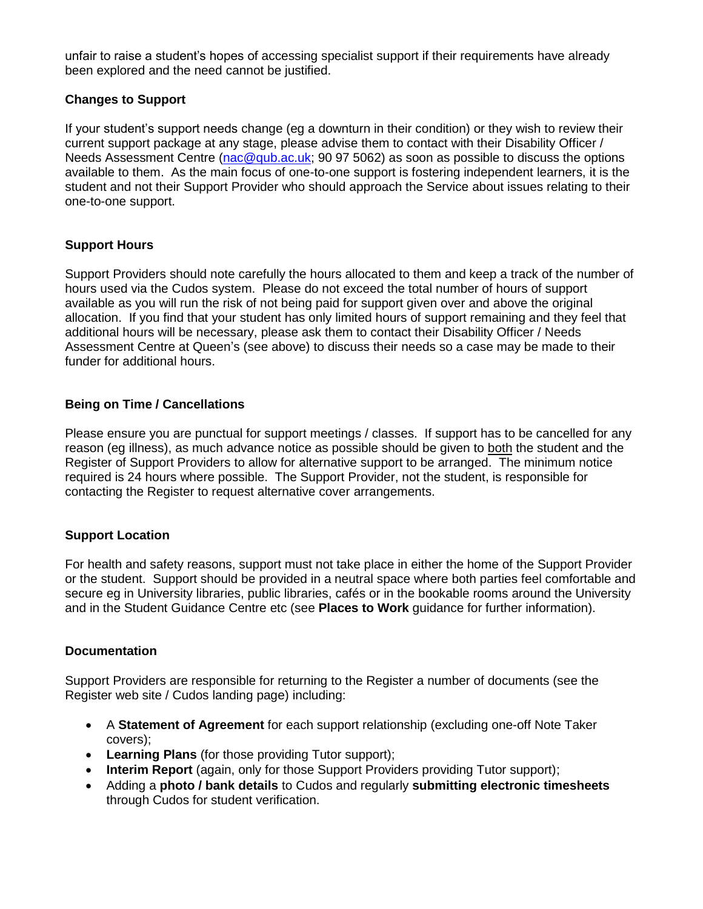unfair to raise a student's hopes of accessing specialist support if their requirements have already been explored and the need cannot be justified.

**Changes to Support**

If your student's support needs change (eg a downturn in their condition) or they wish to review their current support package at any stage, please advise them to contact with their Disability Officer / Needs Assessment Centre (nac@qub.ac.uk; 90 97 5062) as soon as possible to discuss the options available to them. As the main focus of one-to-one support is fostering independent learners, it is the student and not their Support Provider who should approach the Service about issues relating to their one-to-one support.

**Support Hours**

Support Providers should note carefully the hours allocated to them and keep a track of the number of hours used via the Cudos system. Please do not exceed the total number of hours of support available as you will run the risk of not being paid for support given over and above the original allocation. If you find that your student has only limited hours of support remaining and they feel that additional hours will be necessary, please ask them to contact their Disability Officer / Needs Assessment Centre at Queen's (see above) to discuss their needs so a case may be made to their funder for additional hours.

**Being on Time / Cancellations**

Please ensure you are punctual for support meetings / classes. If support has to be cancelled for any reason (eg illness), as much advance notice as possible should be given to both the student and the Register of Support Providers to allow for alternative support to be arranged. The minimum notice required is 24 hours where possible. The Support Provider, not the student, is responsible for contacting the Register to request alternative cover arrangements.

**Support Location**

For health and safety reasons, support must not take place in either the home of the Support Provider or the student. Support should be provided in a neutral space where both parties feel comfortable and secure eg in University libraries, public libraries, cafés or in the bookable rooms around the University and in the Student Guidance Centre etc (see **Places to Work** guidance for further information).

**Documentation**

Support Providers are responsible for returning to the Register a number of documents (see the Register web site / Cudos landing page) including:

- A **Statement of Agreement** for each support relationship (excluding one-off Note Taker covers);
- **Learning Plans** (for those providing Tutor support);
- **Interim Report** (again, only for those Support Providers providing Tutor support);
- Adding a **photo / bank details** to Cudos and regularly **submitting electronic timesheets** through Cudos for student verification.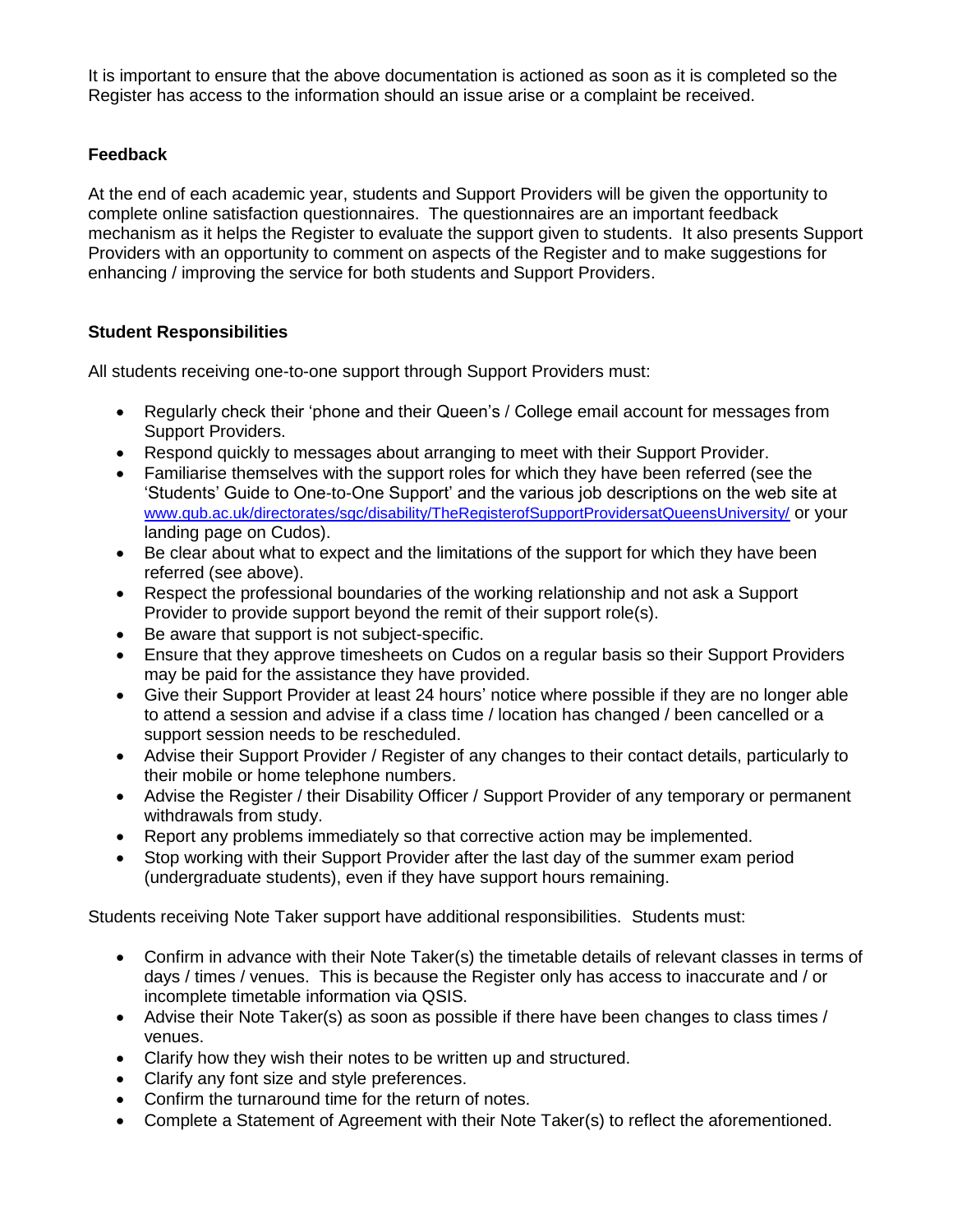It is important to ensure that the above documentation is actioned as soon as it is completed so the Register has access to the information should an issue arise or a complaint be received.

### Feedback

At the end of each academic year, students and Support Providers will be given the opportunity to complete online satisfaction questionnaires. The questionnaires are an important feedback mechanism as it helps the Register to evaluate the support given to students. It also presents Support Providers with an opportunity to comment on aspects of the Register and to make suggestions for enhancing / improving the service for both students and Support Providers.

### Student Responsibilities

All students receiving one-to-one support through Support Providers must:

- Regularly check their 'phone and their Queen's / College email account for messages from Support Providers.
- Respond quickly to messages about arranging to meet with their Support Provider.
- Familiarise themselves with the support roles for which they have been referred (see the 'Students' Guide to One-to-One Support' and the various job descriptions on the web site at www.qub.ac.uk/directorates/sgc/disability/TheRegisterofSupportProvidersatQueensUniversity/ or your landing page on Cudos).
- Be clear about what to expect and the limitations of the support for which they have been referred (see above).
- Respect the professional boundaries of the working relationship and not ask a Support Provider to provide support beyond the remit of their support role(s).
- Be aware that support is not subject-specific.
- Ensure that they approve timesheets on Cudos on a regular basis so their Support Providers may be paid for the assistance they have provided.
- Give their Support Provider at least 24 hours' notice where possible if they are no longer able to attend a session and advise if a class time / location has changed / been cancelled or a support session needs to be rescheduled.
- Advise their Support Provider / Register of any changes to their contact details, particularly to their mobile or home telephone numbers.
- Advise the Register / their Disability Officer / Support Provider of any temporary or permanent withdrawals from study.
- Report any problems immediately so that corrective action may be implemented.
- Stop working with their Support Provider after the last day of the summer exam period (undergraduate students), even if they have support hours remaining.

Students receiving Note Taker support have additional responsibilities. Students must:

- Confirm in advance with their Note Taker(s) the timetable details of relevant classes in terms of days / times / venues. This is because the Register only has access to inaccurate and / or incomplete timetable information via QSIS.
- Advise their Note Taker(s) as soon as possible if there have been changes to class times / venues.
- Clarify how they wish their notes to be written up and structured.
- Clarify any font size and style preferences.
- Confirm the turnaround time for the return of notes.
- Complete a Statement of Agreement with their Note Taker(s) to reflect the aforementioned.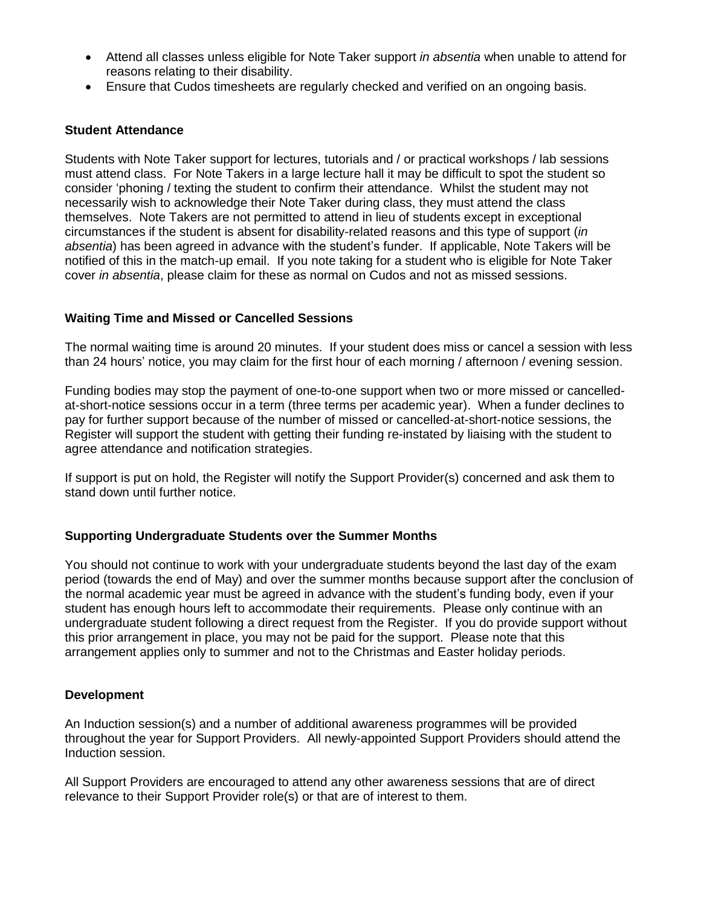- Attend all classes unless eligible for Note Taker support *in absentia* when unable to attend for reasons relating to their disability.
- Ensure that Cudos timesheets are regularly checked and verified on an ongoing basis.

**Student Attendance**

Students with Note Taker support for lectures, tutorials and / or practical workshops / lab sessions must attend class. For Note Takers in a large lecture hall it may be difficult to spot the student so consider 'phoning / texting the student to confirm their attendance. Whilst the student may not necessarily wish to acknowledge their Note Taker during class, they must attend the class themselves. Note Takers are not permitted to attend in lieu of students except in exceptional circumstances if the student is absent for disability-related reasons and this type of support (*in absentia*) has been agreed in advance with the student's funder. If applicable, Note Takers will be notified of this in the match-up email. If you note taking for a student who is eligible for Note Taker cover *in absentia*, please claim for these as normal on Cudos and not as missed sessions.

**Waiting Time and Missed or Cancelled Sessions**

The normal waiting time is around 20 minutes. If your student does miss or cancel a session with less than 24 hours' notice, you may claim for the first hour of each morning / afternoon / evening session.

Funding bodies may stop the payment of one-to-one support when two or more missed or cancelled-at-short-notice sessions occur in a term (three terms per academic year). When a funder declines to pay for further support because of the number of missed or cancelled-at-short-notice sessions, the Register will support the student with getting their funding re-instated by liaising with the student to agree attendance and notification strategies.

If support is put on hold, the Register will notify the Support Provider(s) concerned and ask them to stand down until further notice.

**Supporting Undergraduate Students over the Summer Months**

You should not continue to work with your undergraduate students beyond the last day of the exam period (towards the end of May) and over the summer months because support after the conclusion of the normal academic year must be agreed in advance with the student's funding body, even if your student has enough hours left to accommodate their requirements. Please only continue with an undergraduate student following a direct request from the Register. If you do provide support without this prior arrangement in place, you may not be paid for the support. Please note that this arrangement applies only to summer and not to the Christmas and Easter holiday periods.

**Development**

An Induction session(s) and a number of additional awareness programmes will be provided throughout the year for Support Providers. All newly-appointed Support Providers should attend the Induction session.

All Support Providers are encouraged to attend any other awareness sessions that are of direct relevance to their Support Provider role(s) or that are of interest to them.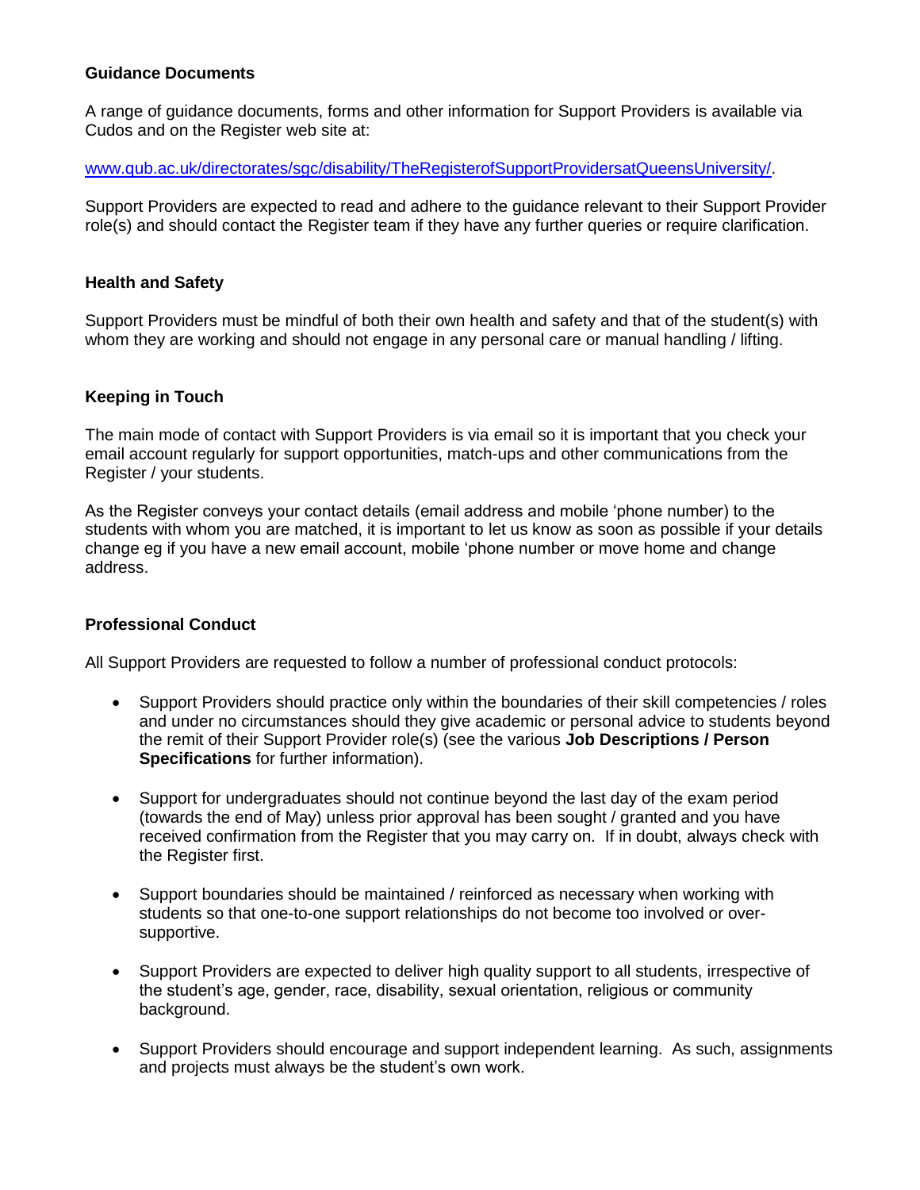**Guidance Documents**

A range of guidance documents, forms and other information for Support Providers is available via Cudos and on the Register web site at:

[www.qub.ac.uk/directorates/sgc/disability/TheRegisterofSupportProvidersatQueensUniversity/](www.qub.ac.uk/directorates/sgc/disability/TheRegisterofSupportProvidersatQueensUniversity/).

Support Providers are expected to read and adhere to the guidance relevant to their Support Provider role(s) and should contact the Register team if they have any further queries or require clarification.

**Health and Safety**

Support Providers must be mindful of both their own health and safety and that of the student(s) with whom they are working and should not engage in any personal care or manual handling / lifting.

**Keeping in Touch**

The main mode of contact with Support Providers is via email so it is important that you check your email account regularly for support opportunities, match-ups and other communications from the Register / your students.

As the Register conveys your contact details (email address and mobile 'phone number) to the students with whom you are matched, it is important to let us know as soon as possible if your details change eg if you have a new email account, mobile 'phone number or move home and change address.

**Professional Conduct**

All Support Providers are requested to follow a number of professional conduct protocols:

- Support Providers should practice only within the boundaries of their skill competencies / roles and under no circumstances should they give academic or personal advice to students beyond the remit of their Support Provider role(s) (see the various **Job Descriptions / Person Specifications** for further information).

- Support for undergraduates should not continue beyond the last day of the exam period (towards the end of May) unless prior approval has been sought / granted and you have received confirmation from the Register that you may carry on. If in doubt, always check with the Register first.

- Support boundaries should be maintained / reinforced as necessary when working with students so that one-to-one support relationships do not become too involved or over-supportive.

- Support Providers are expected to deliver high quality support to all students, irrespective of the student's age, gender, race, disability, sexual orientation, religious or community background.

- Support Providers should encourage and support independent learning. As such, assignments and projects must always be the student's own work.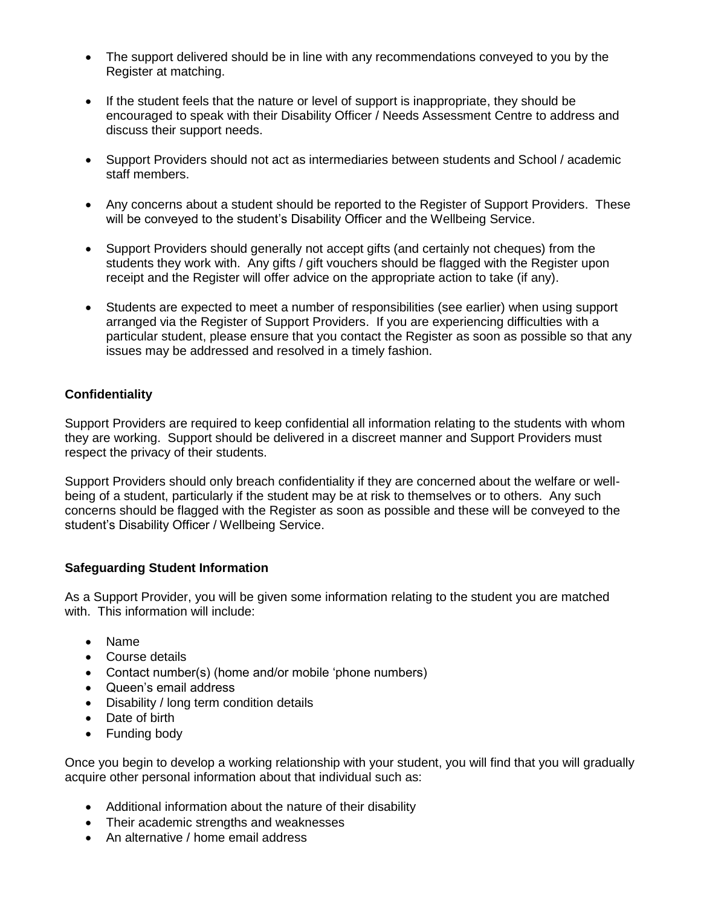- The support delivered should be in line with any recommendations conveyed to you by the Register at matching.

- If the student feels that the nature or level of support is inappropriate, they should be encouraged to speak with their Disability Officer / Needs Assessment Centre to address and discuss their support needs.

- Support Providers should not act as intermediaries between students and School / academic staff members.

- Any concerns about a student should be reported to the Register of Support Providers. These will be conveyed to the student's Disability Officer and the Wellbeing Service.

- Support Providers should generally not accept gifts (and certainly not cheques) from the students they work with. Any gifts / gift vouchers should be flagged with the Register upon receipt and the Register will offer advice on the appropriate action to take (if any).

- Students are expected to meet a number of responsibilities (see earlier) when using support arranged via the Register of Support Providers. If you are experiencing difficulties with a particular student, please ensure that you contact the Register as soon as possible so that any issues may be addressed and resolved in a timely fashion.

**Confidentiality**

Support Providers are required to keep confidential all information relating to the students with whom they are working. Support should be delivered in a discreet manner and Support Providers must respect the privacy of their students.

Support Providers should only breach confidentiality if they are concerned about the welfare or well-being of a student, particularly if the student may be at risk to themselves or to others. Any such concerns should be flagged with the Register as soon as possible and these will be conveyed to the student's Disability Officer / Wellbeing Service.

**Safeguarding Student Information**

As a Support Provider, you will be given some information relating to the student you are matched with. This information will include:

- Name
- Course details
- Contact number(s) (home and/or mobile 'phone numbers)
- Queen's email address
- Disability / long term condition details
- Date of birth
- Funding body

Once you begin to develop a working relationship with your student, you will find that you will gradually acquire other personal information about that individual such as:

- Additional information about the nature of their disability
- Their academic strengths and weaknesses
- An alternative / home email address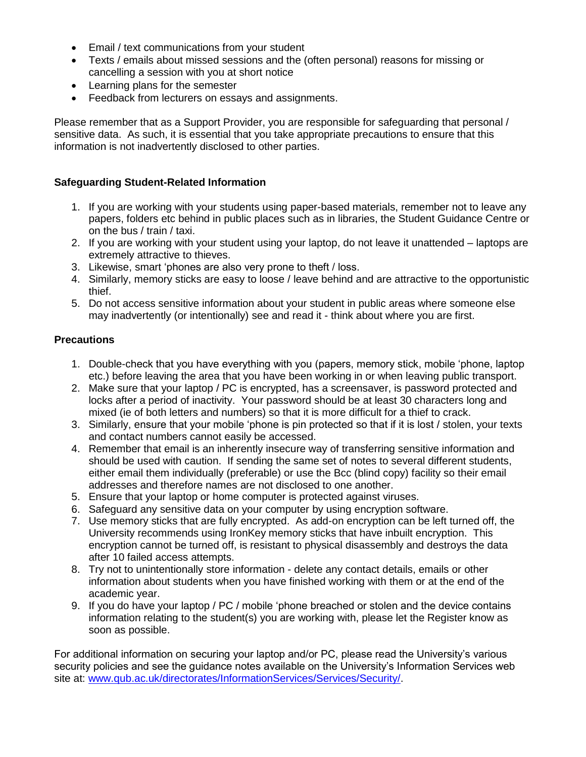- Email / text communications from your student
- Texts / emails about missed sessions and the (often personal) reasons for missing or cancelling a session with you at short notice
- Learning plans for the semester
- Feedback from lecturers on essays and assignments.

Please remember that as a Support Provider, you are responsible for safeguarding that personal / sensitive data. As such, it is essential that you take appropriate precautions to ensure that this information is not inadvertently disclosed to other parties.

**Safeguarding Student-Related Information**

1. If you are working with your students using paper-based materials, remember not to leave any papers, folders etc behind in public places such as in libraries, the Student Guidance Centre or on the bus / train / taxi.
2. If you are working with your student using your laptop, do not leave it unattended – laptops are extremely attractive to thieves.
3. Likewise, smart 'phones are also very prone to theft / loss.
4. Similarly, memory sticks are easy to loose / leave behind and are attractive to the opportunistic thief.
5. Do not access sensitive information about your student in public areas where someone else may inadvertently (or intentionally) see and read it - think about where you are first.

**Precautions**

1. Double-check that you have everything with you (papers, memory stick, mobile 'phone, laptop etc.) before leaving the area that you have been working in or when leaving public transport.
2. Make sure that your laptop / PC is encrypted, has a screensaver, is password protected and locks after a period of inactivity. Your password should be at least 30 characters long and mixed (ie of both letters and numbers) so that it is more difficult for a thief to crack.
3. Similarly, ensure that your mobile 'phone is pin protected so that if it is lost / stolen, your texts and contact numbers cannot easily be accessed.
4. Remember that email is an inherently insecure way of transferring sensitive information and should be used with caution. If sending the same set of notes to several different students, either email them individually (preferable) or use the Bcc (blind copy) facility so their email addresses and therefore names are not disclosed to one another.
5. Ensure that your laptop or home computer is protected against viruses.
6. Safeguard any sensitive data on your computer by using encryption software.
7. Use memory sticks that are fully encrypted. As add-on encryption can be left turned off, the University recommends using IronKey memory sticks that have inbuilt encryption. This encryption cannot be turned off, is resistant to physical disassembly and destroys the data after 10 failed access attempts.
8. Try not to unintentionally store information - delete any contact details, emails or other information about students when you have finished working with them or at the end of the academic year.
9. If you do have your laptop / PC / mobile 'phone breached or stolen and the device contains information relating to the student(s) you are working with, please let the Register know as soon as possible.

For additional information on securing your laptop and/or PC, please read the University's various security policies and see the guidance notes available on the University's Information Services web site at: [www.qub.ac.uk/directorates/InformationServices/Services/Security/](www.qub.ac.uk/directorates/InformationServices/Services/Security/).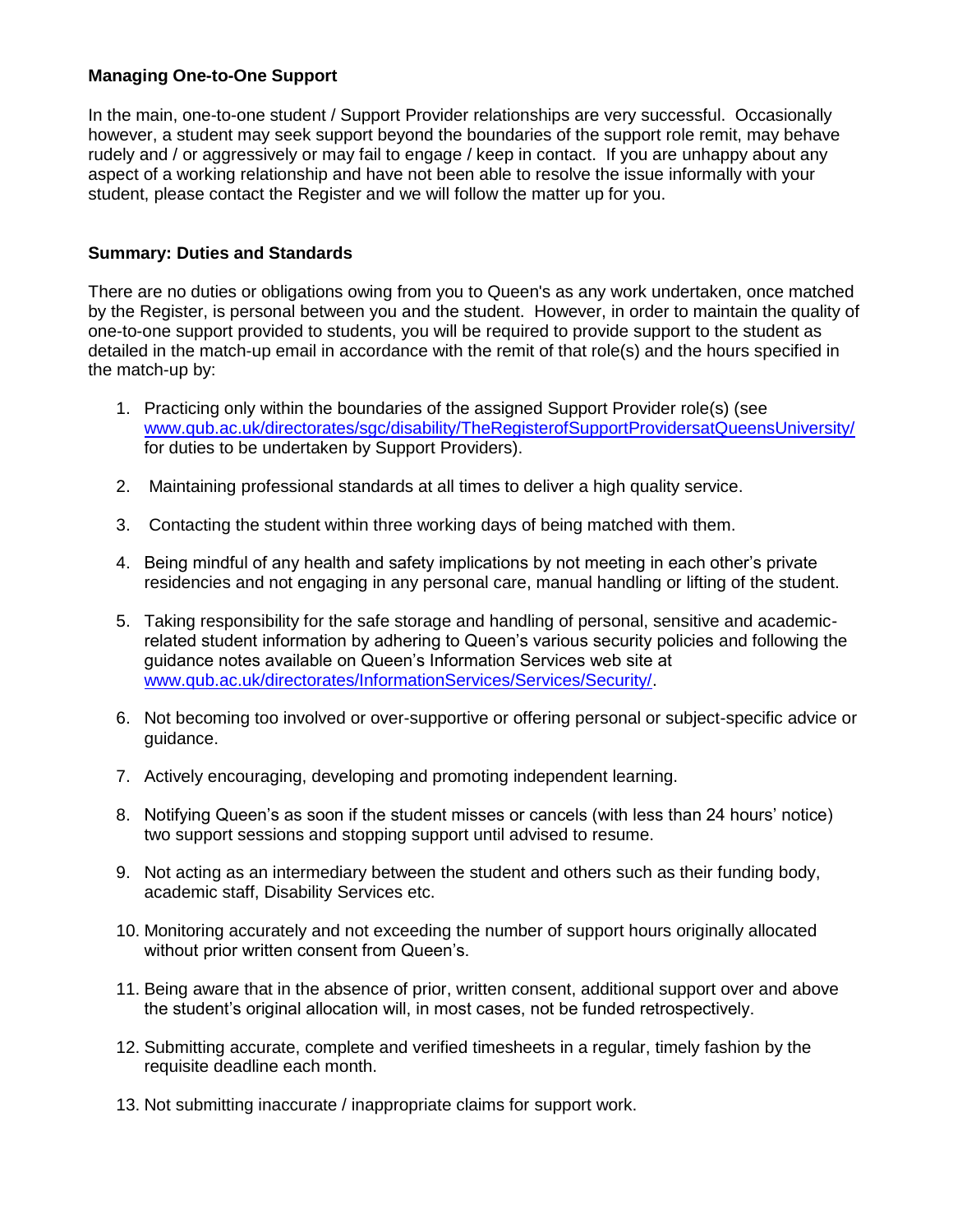**Managing One-to-One Support**

In the main, one-to-one student / Support Provider relationships are very successful. Occasionally however, a student may seek support beyond the boundaries of the support role remit, may behave rudely and / or aggressively or may fail to engage / keep in contact. If you are unhappy about any aspect of a working relationship and have not been able to resolve the issue informally with your student, please contact the Register and we will follow the matter up for you.

**Summary: Duties and Standards**

There are no duties or obligations owing from you to Queen's as any work undertaken, once matched by the Register, is personal between you and the student. However, in order to maintain the quality of one-to-one support provided to students, you will be required to provide support to the student as detailed in the match-up email in accordance with the remit of that role(s) and the hours specified in the match-up by:

1. Practicing only within the boundaries of the assigned Support Provider role(s) (see www.qub.ac.uk/directorates/sgc/disability/TheRegisterofSupportProvidersatQueensUniversity/ for duties to be undertaken by Support Providers).
2. Maintaining professional standards at all times to deliver a high quality service.
3. Contacting the student within three working days of being matched with them.
4. Being mindful of any health and safety implications by not meeting in each other's private residencies and not engaging in any personal care, manual handling or lifting of the student.
5. Taking responsibility for the safe storage and handling of personal, sensitive and academic-related student information by adhering to Queen's various security policies and following the guidance notes available on Queen's Information Services web site at www.qub.ac.uk/directorates/InformationServices/Services/Security/.
6. Not becoming too involved or over-supportive or offering personal or subject-specific advice or guidance.
7. Actively encouraging, developing and promoting independent learning.
8. Notifying Queen's as soon if the student misses or cancels (with less than 24 hours' notice) two support sessions and stopping support until advised to resume.
9. Not acting as an intermediary between the student and others such as their funding body, academic staff, Disability Services etc.
10. Monitoring accurately and not exceeding the number of support hours originally allocated without prior written consent from Queen's.
11. Being aware that in the absence of prior, written consent, additional support over and above the student's original allocation will, in most cases, not be funded retrospectively.
12. Submitting accurate, complete and verified timesheets in a regular, timely fashion by the requisite deadline each month.
13. Not submitting inaccurate / inappropriate claims for support work.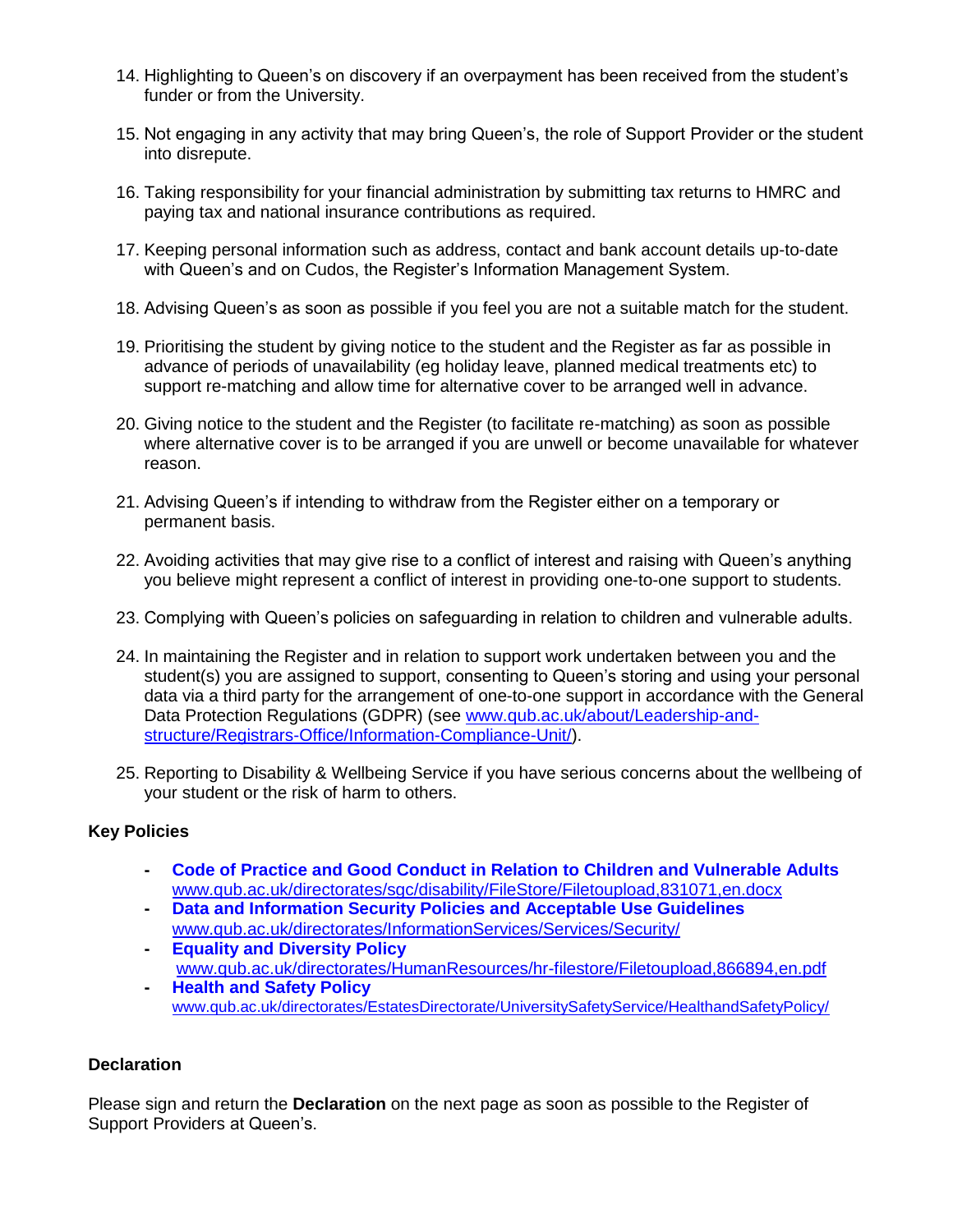14. Highlighting to Queen's on discovery if an overpayment has been received from the student's funder or from the University.

15. Not engaging in any activity that may bring Queen's, the role of Support Provider or the student into disrepute.

16. Taking responsibility for your financial administration by submitting tax returns to HMRC and paying tax and national insurance contributions as required.

17. Keeping personal information such as address, contact and bank account details up-to-date with Queen's and on Cudos, the Register's Information Management System.

18. Advising Queen's as soon as possible if you feel you are not a suitable match for the student.

19. Prioritising the student by giving notice to the student and the Register as far as possible in advance of periods of unavailability (eg holiday leave, planned medical treatments etc) to support re-matching and allow time for alternative cover to be arranged well in advance.

20. Giving notice to the student and the Register (to facilitate re-matching) as soon as possible where alternative cover is to be arranged if you are unwell or become unavailable for whatever reason.

21. Advising Queen's if intending to withdraw from the Register either on a temporary or permanent basis.

22. Avoiding activities that may give rise to a conflict of interest and raising with Queen's anything you believe might represent a conflict of interest in providing one-to-one support to students.

23. Complying with Queen's policies on safeguarding in relation to children and vulnerable adults.

24. In maintaining the Register and in relation to support work undertaken between you and the student(s) you are assigned to support, consenting to Queen's storing and using your personal data via a third party for the arrangement of one-to-one support in accordance with the General Data Protection Regulations (GDPR) (see www.qub.ac.uk/about/Leadership-and-structure/Registrars-Office/Information-Compliance-Unit/).

25. Reporting to Disability & Wellbeing Service if you have serious concerns about the wellbeing of your student or the risk of harm to others.

**Key Policies**

- **Code of Practice and Good Conduct in Relation to Children and Vulnerable Adults** www.qub.ac.uk/directorates/sgc/disability/FileStore/Filetoupload,831071,en.docx
- **Data and Information Security Policies and Acceptable Use Guidelines** www.qub.ac.uk/directorates/InformationServices/Services/Security/
- **Equality and Diversity Policy** www.qub.ac.uk/directorates/HumanResources/hr-filestore/Filetoupload,866894,en.pdf
- **Health and Safety Policy** www.qub.ac.uk/directorates/EstatesDirectorate/UniversitySafetyService/HealthandSafetyPolicy/

**Declaration**

Please sign and return the **Declaration** on the next page as soon as possible to the Register of Support Providers at Queen's.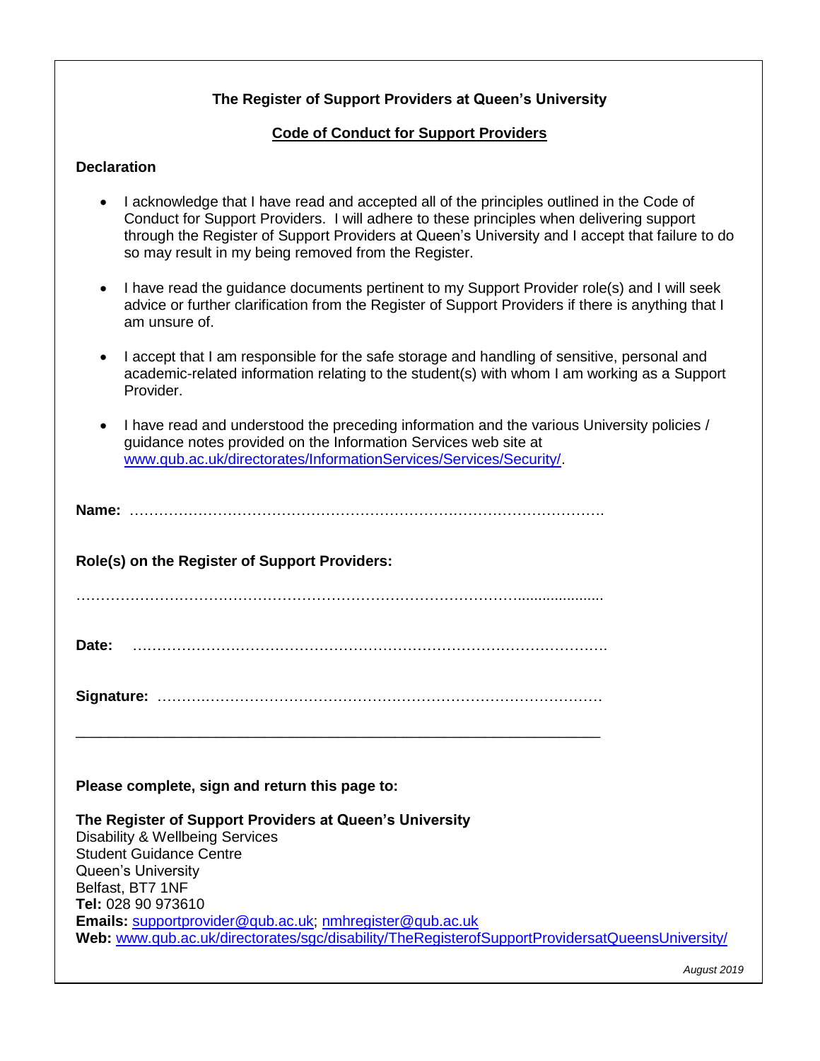**The Register of Support Providers at Queen's University**

**Code of Conduct for Support Providers**

**Declaration**

- I acknowledge that I have read and accepted all of the principles outlined in the Code of Conduct for Support Providers. I will adhere to these principles when delivering support through the Register of Support Providers at Queen's University and I accept that failure to do so may result in my being removed from the Register.
- I have read the guidance documents pertinent to my Support Provider role(s) and I will seek advice or further clarification from the Register of Support Providers if there is anything that I am unsure of.
- I accept that I am responsible for the safe storage and handling of sensitive, personal and academic-related information relating to the student(s) with whom I am working as a Support Provider.
- I have read and understood the preceding information and the various University policies / guidance notes provided on the Information Services web site at www.qub.ac.uk/directorates/InformationServices/Services/Security/.

**Name:** ……………………………………………………………………………………

**Role(s) on the Register of Support Providers:**

……………………………………………………………………………………

**Date:** ……………………………………………………………………………………

**Signature:** ……………………………………………………………………………………

---

**Please complete, sign and return this page to:**

**The Register of Support Providers at Queen's University**
Disability & Wellbeing Services
Student Guidance Centre
Queen's University
Belfast, BT7 1NF
**Tel:** 028 90 973610
**Emails:** supportprovider@qub.ac.uk; nmhregister@qub.ac.uk
**Web:** www.qub.ac.uk/directorates/sgc/disability/TheRegisterofSupportProvidersatQueensUniversity/

*August 2019*